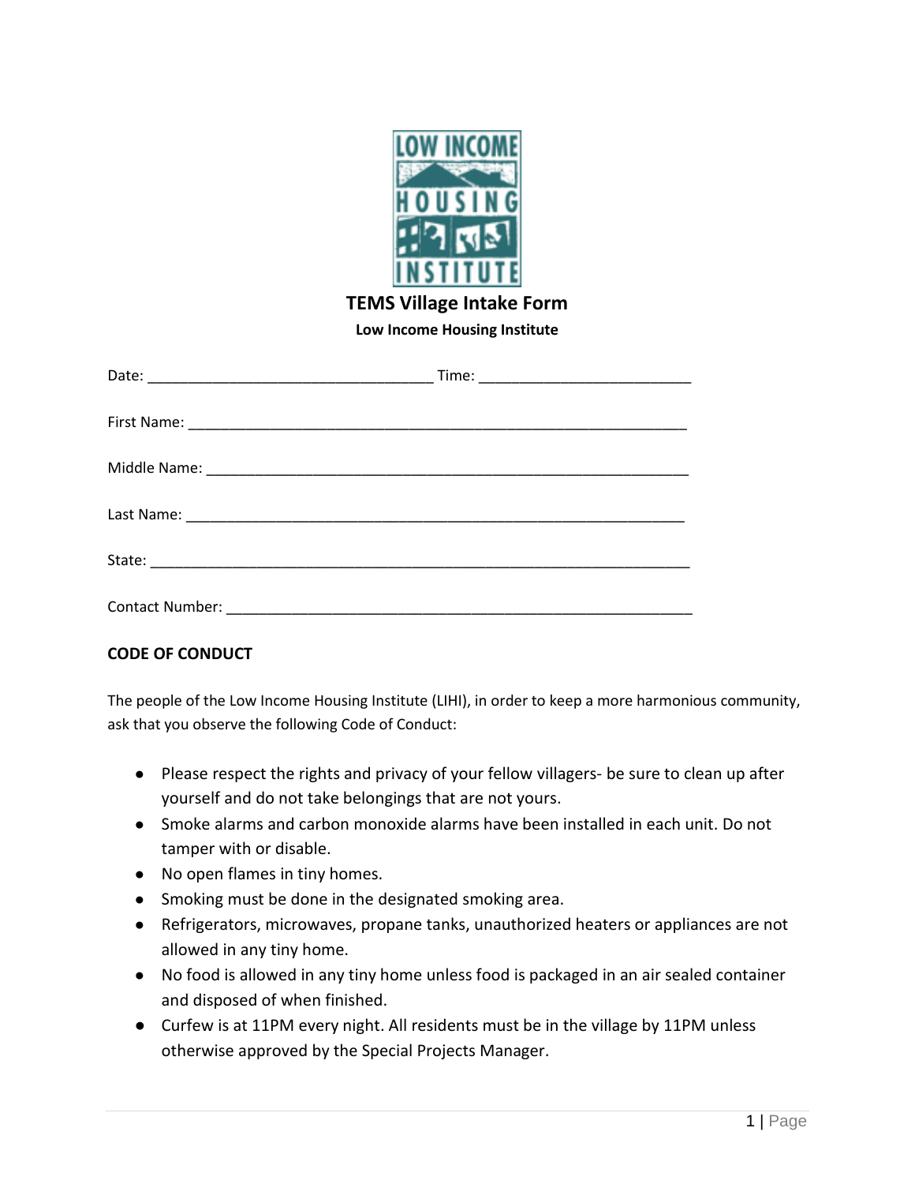# TEMS Village Intake Form

**Low Income Housing Institute**

Date: ___________________________________ Time: _________________________

First Name: _____________________________________________________________

Middle Name: ___________________________________________________________

Last Name: _____________________________________________________________

State: _________________________________________________________________

Contact Number: _________________________________________________________

**CODE OF CONDUCT**

The people of the Low Income Housing Institute (LIHI), in order to keep a more harmonious community, ask that you observe the following Code of Conduct:

- Please respect the rights and privacy of your fellow villagers- be sure to clean up after yourself and do not take belongings that are not yours.
- Smoke alarms and carbon monoxide alarms have been installed in each unit. Do not tamper with or disable.
- No open flames in tiny homes.
- Smoking must be done in the designated smoking area.
- Refrigerators, microwaves, propane tanks, unauthorized heaters or appliances are not allowed in any tiny home.
- No food is allowed in any tiny home unless food is packaged in an air sealed container and disposed of when finished.
- Curfew is at 11PM every night. All residents must be in the village by 11PM unless otherwise approved by the Special Projects Manager.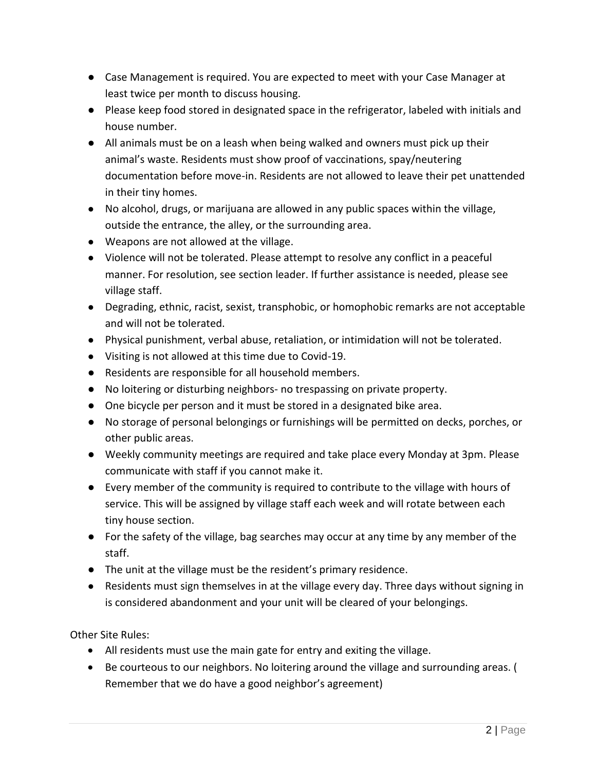- Case Management is required. You are expected to meet with your Case Manager at least twice per month to discuss housing.
- Please keep food stored in designated space in the refrigerator, labeled with initials and house number.
- All animals must be on a leash when being walked and owners must pick up their animal's waste. Residents must show proof of vaccinations, spay/neutering documentation before move-in. Residents are not allowed to leave their pet unattended in their tiny homes.
- No alcohol, drugs, or marijuana are allowed in any public spaces within the village, outside the entrance, the alley, or the surrounding area.
- Weapons are not allowed at the village.
- Violence will not be tolerated. Please attempt to resolve any conflict in a peaceful manner. For resolution, see section leader. If further assistance is needed, please see village staff.
- Degrading, ethnic, racist, sexist, transphobic, or homophobic remarks are not acceptable and will not be tolerated.
- Physical punishment, verbal abuse, retaliation, or intimidation will not be tolerated.
- Visiting is not allowed at this time due to Covid-19.
- Residents are responsible for all household members.
- No loitering or disturbing neighbors- no trespassing on private property.
- One bicycle per person and it must be stored in a designated bike area.
- No storage of personal belongings or furnishings will be permitted on decks, porches, or other public areas.
- Weekly community meetings are required and take place every Monday at 3pm. Please communicate with staff if you cannot make it.
- Every member of the community is required to contribute to the village with hours of service. This will be assigned by village staff each week and will rotate between each tiny house section.
- For the safety of the village, bag searches may occur at any time by any member of the staff.
- The unit at the village must be the resident's primary residence.
- Residents must sign themselves in at the village every day. Three days without signing in is considered abandonment and your unit will be cleared of your belongings.

Other Site Rules:

- All residents must use the main gate for entry and exiting the village.
- Be courteous to our neighbors. No loitering around the village and surrounding areas. ( Remember that we do have a good neighbor's agreement)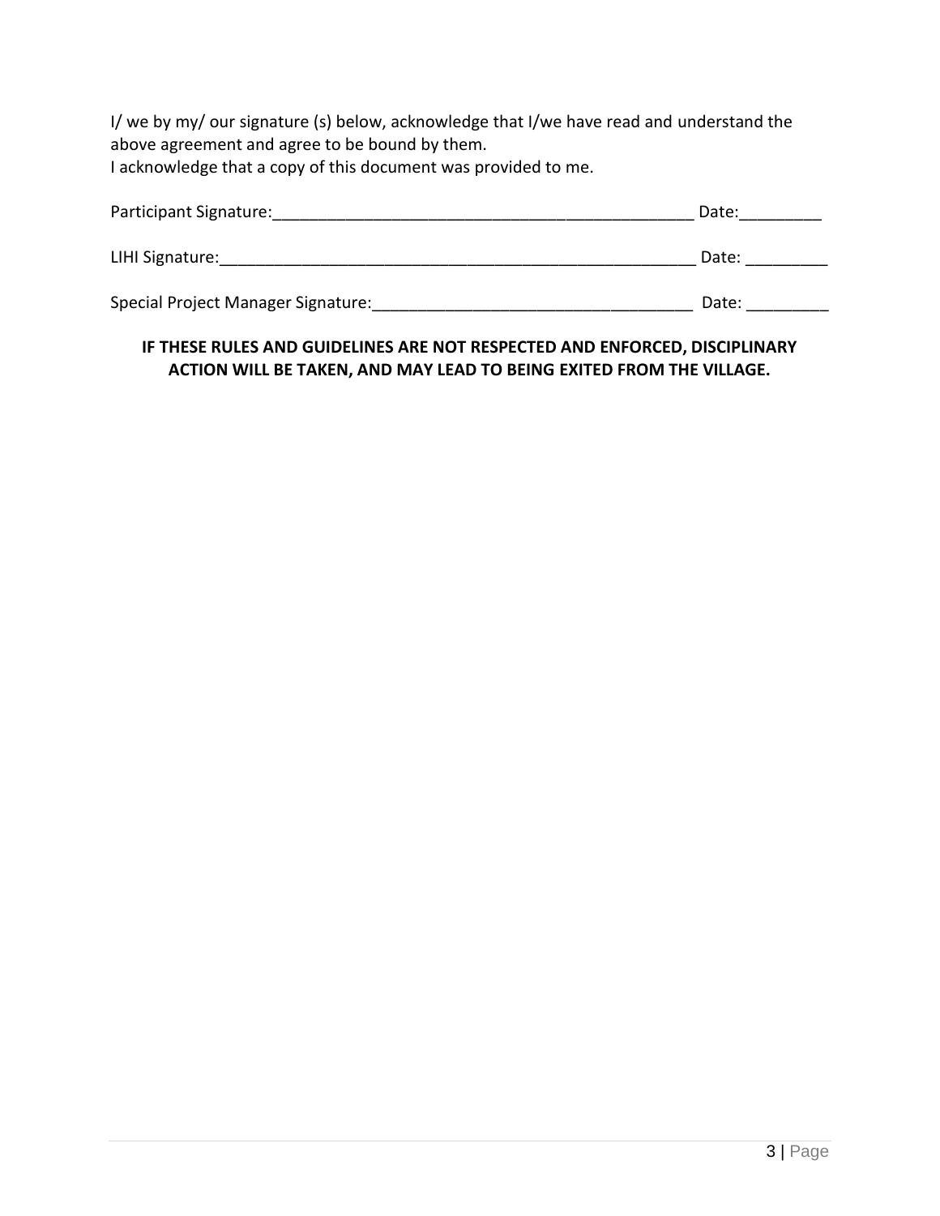I/ we by my/ our signature (s) below, acknowledge that I/we have read and understand the above agreement and agree to be bound by them.
I acknowledge that a copy of this document was provided to me.

Participant Signature:_______________________________________________ Date:_________

LIHI Signature:_____________________________________________________ Date: _________

Special Project Manager Signature:__________________________________ Date: _________

**IF THESE RULES AND GUIDELINES ARE NOT RESPECTED AND ENFORCED, DISCIPLINARY ACTION WILL BE TAKEN, AND MAY LEAD TO BEING EXITED FROM THE VILLAGE.**